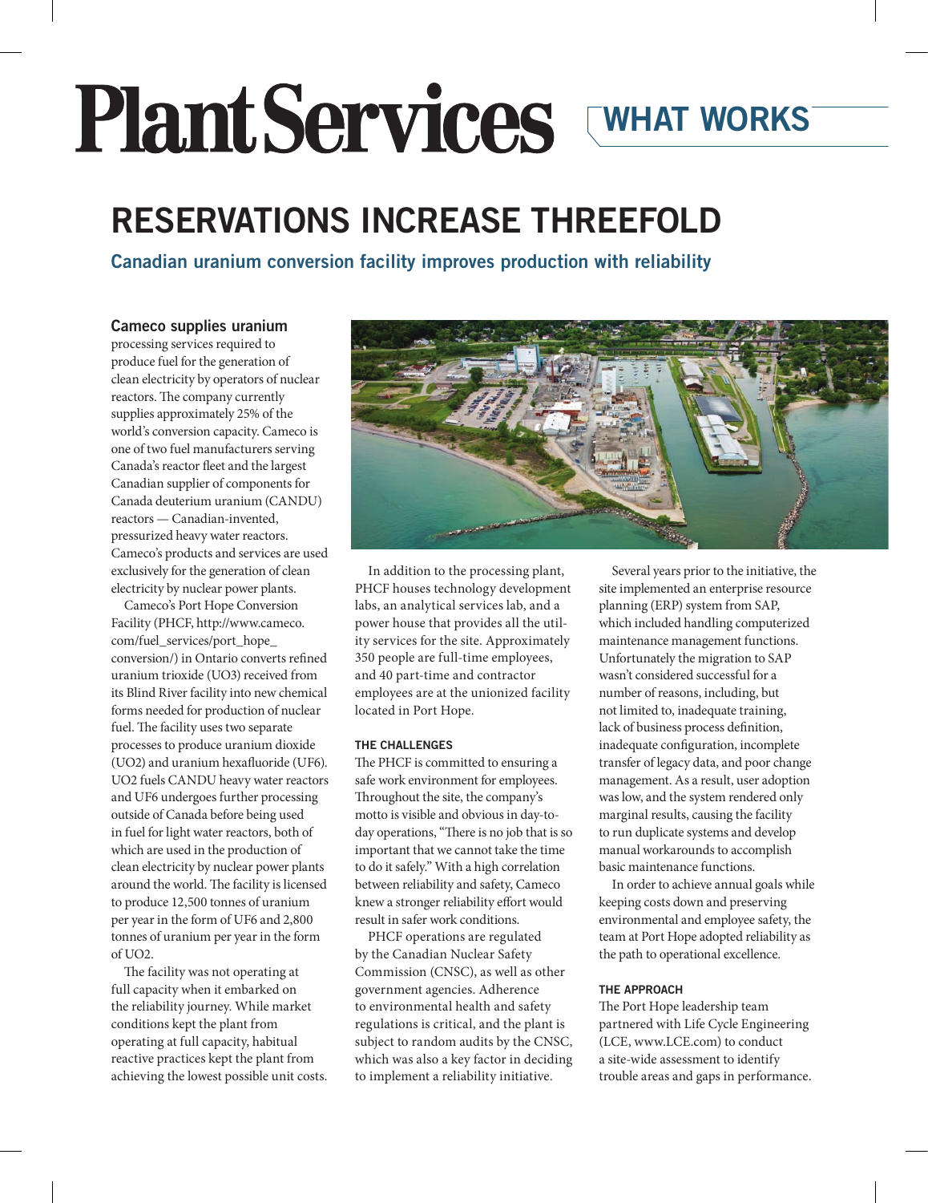# Plant Services

## WHAT WORKS

# RESERVATIONS INCREASE THREEFOLD

### Canadian uranium conversion facility improves production with reliability

**Cameco supplies uranium** processing services required to produce fuel for the generation of clean electricity by operators of nuclear reactors. The company currently supplies approximately 25% of the world's conversion capacity. Cameco is one of two fuel manufacturers serving Canada's reactor fleet and the largest Canadian supplier of components for Canada deuterium uranium (CANDU) reactors — Canadian-invented, pressurized heavy water reactors. Cameco's products and services are used exclusively for the generation of clean electricity by nuclear power plants.

Cameco's Port Hope Conversion Facility (PHCF, http://www.cameco.com/fuel_services/port_hope_conversion/) in Ontario converts refined uranium trioxide ($UO_3$) received from its Blind River facility into new chemical forms needed for production of nuclear fuel. The facility uses two separate processes to produce uranium dioxide ($UO_2$) and uranium hexafluoride ($UF_6$). $UO_2$ fuels CANDU heavy water reactors and $UF_6$ undergoes further processing outside of Canada before being used in fuel for light water reactors, both of which are used in the production of clean electricity by nuclear power plants around the world. The facility is licensed to produce 12,500 tonnes of uranium per year in the form of $UF_6$ and 2,800 tonnes of uranium per year in the form of $UO_2$.

The facility was not operating at full capacity when it embarked on the reliability journey. While market conditions kept the plant from operating at full capacity, habitual reactive practices kept the plant from achieving the lowest possible unit costs.

In addition to the processing plant, PHCF houses technology development labs, an analytical services lab, and a power house that provides all the utility services for the site. Approximately 350 people are full-time employees, and 40 part-time and contractor employees are at the unionized facility located in Port Hope.

#### THE CHALLENGES

The PHCF is committed to ensuring a safe work environment for employees. Throughout the site, the company's motto is visible and obvious in day-to-day operations, "There is no job that is so important that we cannot take the time to do it safely." With a high correlation between reliability and safety, Cameco knew a stronger reliability effort would result in safer work conditions.

PHCF operations are regulated by the Canadian Nuclear Safety Commission (CNSC), as well as other government agencies. Adherence to environmental health and safety regulations is critical, and the plant is subject to random audits by the CNSC, which was also a key factor in deciding to implement a reliability initiative.

Several years prior to the initiative, the site implemented an enterprise resource planning (ERP) system from SAP, which included handling computerized maintenance management functions. Unfortunately the migration to SAP wasn't considered successful for a number of reasons, including, but not limited to, inadequate training, lack of business process definition, inadequate configuration, incomplete transfer of legacy data, and poor change management. As a result, user adoption was low, and the system rendered only marginal results, causing the facility to run duplicate systems and develop manual workarounds to accomplish basic maintenance functions.

In order to achieve annual goals while keeping costs down and preserving environmental and employee safety, the team at Port Hope adopted reliability as the path to operational excellence.

#### THE APPROACH

The Port Hope leadership team partnered with Life Cycle Engineering (LCE, www.LCE.com) to conduct a site-wide assessment to identify trouble areas and gaps in performance.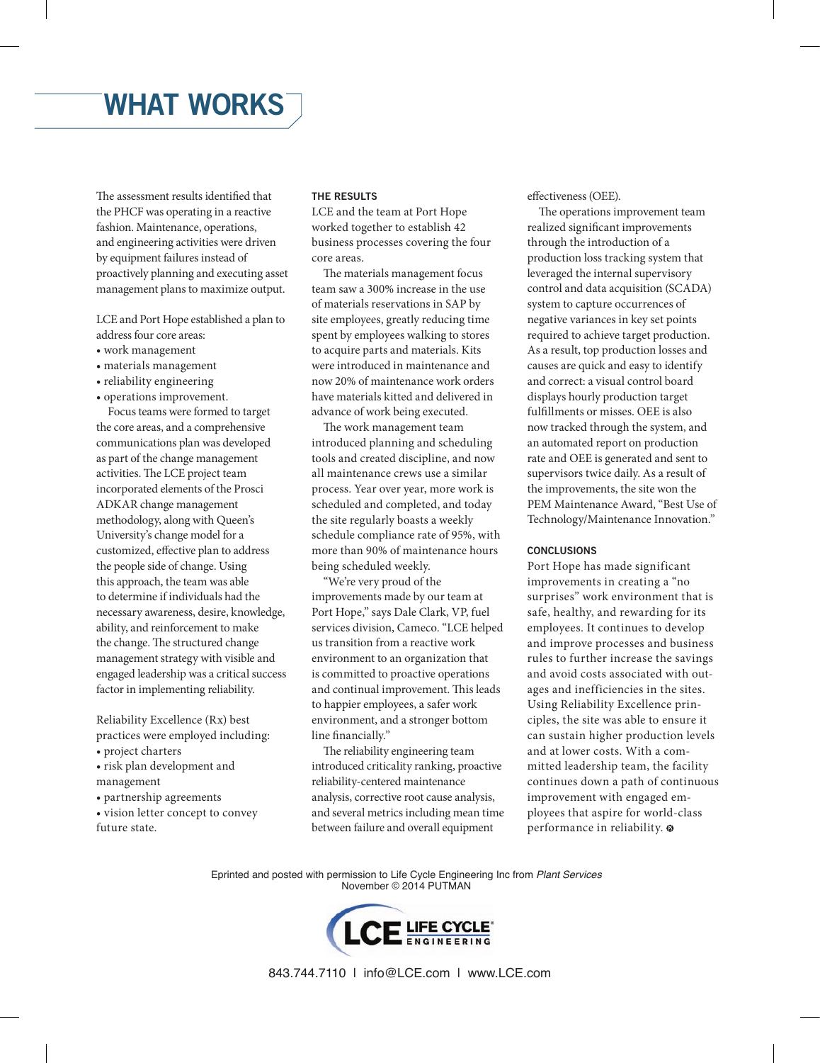## WHAT WORKS

The assessment results identified that the PHCF was operating in a reactive fashion. Maintenance, operations, and engineering activities were driven by equipment failures instead of proactively planning and executing asset management plans to maximize output.

LCE and Port Hope established a plan to address four core areas:

- work management
- materials management
- reliability engineering
- operations improvement.

Focus teams were formed to target the core areas, and a comprehensive communications plan was developed as part of the change management activities. The LCE project team incorporated elements of the Prosci ADKAR change management methodology, along with Queen's University's change model for a customized, effective plan to address the people side of change. Using this approach, the team was able to determine if individuals had the necessary awareness, desire, knowledge, ability, and reinforcement to make the change. The structured change management strategy with visible and engaged leadership was a critical success factor in implementing reliability.

Reliability Excellence (Rx) best practices were employed including:

- project charters
- risk plan development and management
- partnership agreements
- vision letter concept to convey future state.

### THE RESULTS

LCE and the team at Port Hope worked together to establish 42 business processes covering the four core areas.

The materials management focus team saw a 300% increase in the use of materials reservations in SAP by site employees, greatly reducing time spent by employees walking to stores to acquire parts and materials. Kits were introduced in maintenance and now 20% of maintenance work orders have materials kitted and delivered in advance of work being executed.

The work management team introduced planning and scheduling tools and created discipline, and now all maintenance crews use a similar process. Year over year, more work is scheduled and completed, and today the site regularly boasts a weekly schedule compliance rate of 95%, with more than 90% of maintenance hours being scheduled weekly.

"We're very proud of the improvements made by our team at Port Hope," says Dale Clark, VP, fuel services division, Cameco. "LCE helped us transition from a reactive work environment to an organization that is committed to proactive operations and continual improvement. This leads to happier employees, a safer work environment, and a stronger bottom line financially."

The reliability engineering team introduced criticality ranking, proactive reliability-centered maintenance analysis, corrective root cause analysis, and several metrics including mean time between failure and overall equipment effectiveness (OEE).

The operations improvement team realized significant improvements through the introduction of a production loss tracking system that leveraged the internal supervisory control and data acquisition (SCADA) system to capture occurrences of negative variances in key set points required to achieve target production. As a result, top production losses and causes are quick and easy to identify and correct: a visual control board displays hourly production target fulfillments or misses. OEE is also now tracked through the system, and an automated report on production rate and OEE is generated and sent to supervisors twice daily. As a result of the improvements, the site won the PEM Maintenance Award, "Best Use of Technology/Maintenance Innovation."

### CONCLUSIONS

Port Hope has made significant improvements in creating a "no surprises" work environment that is safe, healthy, and rewarding for its employees. It continues to develop and improve processes and business rules to further increase the savings and avoid costs associated with outages and inefficiencies in the sites. Using Reliability Excellence principles, the site was able to ensure it can sustain higher production levels and at lower costs. With a committed leadership team, the facility continues down a path of continuous improvement with engaged employees that aspire for world-class performance in reliability.

Eprinted and posted with permission to Life Cycle Engineering Inc from *Plant Services* November © 2014 PUTMAN

LCE LIFE CYCLE ENGINEERING

843.744.7110 | info@LCE.com | www.LCE.com